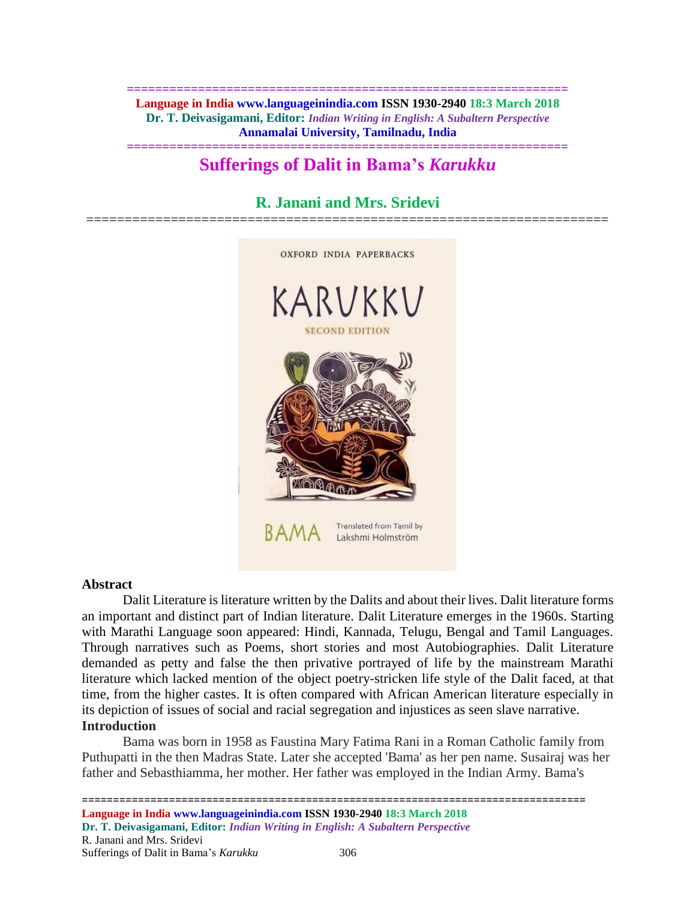# Sufferings of Dalit in Bama's *Karukku*

## R. Janani and Mrs. Sridevi

### Abstract

Dalit Literature is literature written by the Dalits and about their lives. Dalit literature forms an important and distinct part of Indian literature. Dalit Literature emerges in the 1960s. Starting with Marathi Language soon appeared: Hindi, Kannada, Telugu, Bengal and Tamil Languages. Through narratives such as Poems, short stories and most Autobiographies. Dalit Literature demanded as petty and false the then privative portrayed of life by the mainstream Marathi literature which lacked mention of the object poetry-stricken life style of the Dalit faced, at that time, from the higher castes. It is often compared with African American literature especially in its depiction of issues of social and racial segregation and injustices as seen slave narrative.

### Introduction

Bama was born in 1958 as Faustina Mary Fatima Rani in a Roman Catholic family from Puthupatti in the then Madras State. Later she accepted 'Bama' as her pen name. Susairaj was her father and Sebasthiamma, her mother. Her father was employed in the Indian Army. Bama's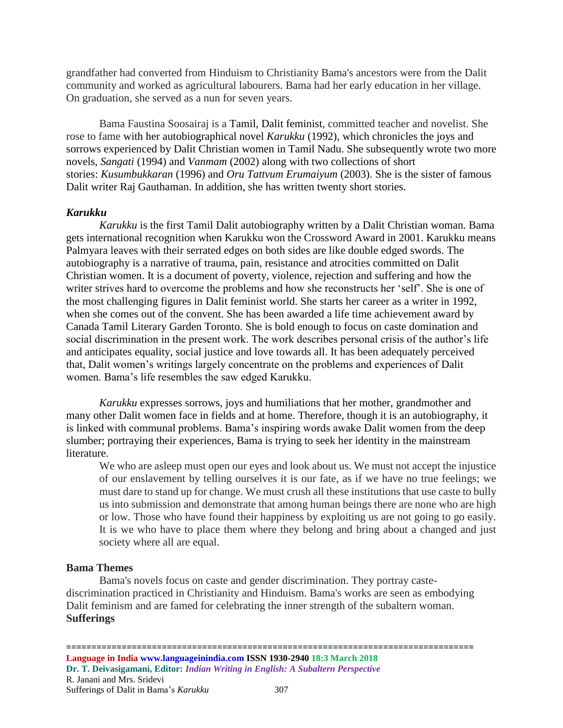grandfather had converted from Hinduism to Christianity Bama's ancestors were from the Dalit community and worked as agricultural labourers. Bama had her early education in her village. On graduation, she served as a nun for seven years.

Bama Faustina Soosairaj is a Tamil, Dalit feminist, committed teacher and novelist. She rose to fame with her autobiographical novel *Karukku* (1992), which chronicles the joys and sorrows experienced by Dalit Christian women in Tamil Nadu. She subsequently wrote two more novels, *Sangati* (1994) and *Vanmam* (2002) along with two collections of short stories: *Kusumbukkaran* (1996) and *Oru Tattvum Erumaiyum* (2003). She is the sister of famous Dalit writer Raj Gauthaman. In addition, she has written twenty short stories.

### *Karukku*

*Karukku* is the first Tamil Dalit autobiography written by a Dalit Christian woman. Bama gets international recognition when Karukku won the Crossword Award in 2001. Karukku means Palmyara leaves with their serrated edges on both sides are like double edged swords. The autobiography is a narrative of trauma, pain, resistance and atrocities committed on Dalit Christian women. It is a document of poverty, violence, rejection and suffering and how the writer strives hard to overcome the problems and how she reconstructs her 'self'. She is one of the most challenging figures in Dalit feminist world. She starts her career as a writer in 1992, when she comes out of the convent. She has been awarded a life time achievement award by Canada Tamil Literary Garden Toronto. She is bold enough to focus on caste domination and social discrimination in the present work. The work describes personal crisis of the author's life and anticipates equality, social justice and love towards all. It has been adequately perceived that, Dalit women's writings largely concentrate on the problems and experiences of Dalit women. Bama's life resembles the saw edged Karukku.

*Karukku* expresses sorrows, joys and humiliations that her mother, grandmother and many other Dalit women face in fields and at home. Therefore, though it is an autobiography, it is linked with communal problems. Bama's inspiring words awake Dalit women from the deep slumber; portraying their experiences, Bama is trying to seek her identity in the mainstream literature.

> We who are asleep must open our eyes and look about us. We must not accept the injustice of our enslavement by telling ourselves it is our fate, as if we have no true feelings; we must dare to stand up for change. We must crush all these institutions that use caste to bully us into submission and demonstrate that among human beings there are none who are high or low. Those who have found their happiness by exploiting us are not going to go easily. It is we who have to place them where they belong and bring about a changed and just society where all are equal.

### Bama Themes

Bama's novels focus on caste and gender discrimination. They portray caste-discrimination practiced in Christianity and Hinduism. Bama's works are seen as embodying Dalit feminism and are famed for celebrating the inner strength of the subaltern woman.

### Sufferings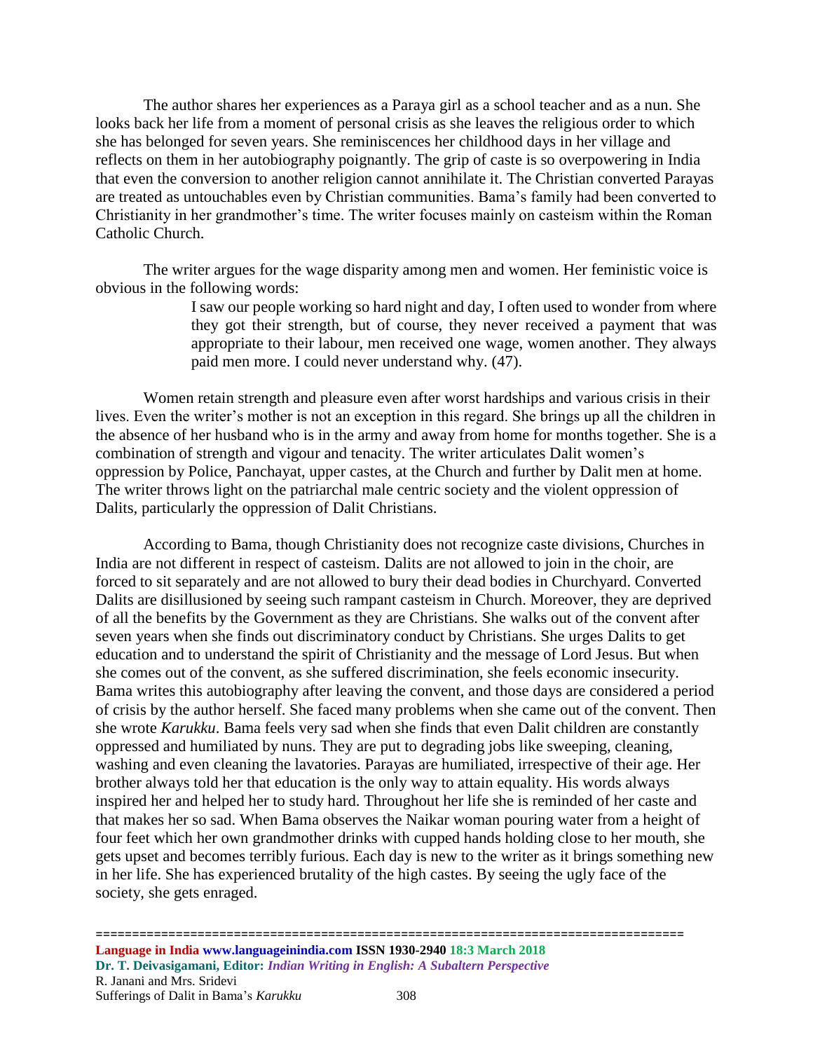The author shares her experiences as a Paraya girl as a school teacher and as a nun. She looks back her life from a moment of personal crisis as she leaves the religious order to which she has belonged for seven years. She reminiscences her childhood days in her village and reflects on them in her autobiography poignantly. The grip of caste is so overpowering in India that even the conversion to another religion cannot annihilate it. The Christian converted Parayas are treated as untouchables even by Christian communities. Bama's family had been converted to Christianity in her grandmother's time. The writer focuses mainly on casteism within the Roman Catholic Church.

The writer argues for the wage disparity among men and women. Her feministic voice is obvious in the following words:

> I saw our people working so hard night and day, I often used to wonder from where they got their strength, but of course, they never received a payment that was appropriate to their labour, men received one wage, women another. They always paid men more. I could never understand why. (47).

Women retain strength and pleasure even after worst hardships and various crisis in their lives. Even the writer's mother is not an exception in this regard. She brings up all the children in the absence of her husband who is in the army and away from home for months together. She is a combination of strength and vigour and tenacity. The writer articulates Dalit women's oppression by Police, Panchayat, upper castes, at the Church and further by Dalit men at home. The writer throws light on the patriarchal male centric society and the violent oppression of Dalits, particularly the oppression of Dalit Christians.

According to Bama, though Christianity does not recognize caste divisions, Churches in India are not different in respect of casteism. Dalits are not allowed to join in the choir, are forced to sit separately and are not allowed to bury their dead bodies in Churchyard. Converted Dalits are disillusioned by seeing such rampant casteism in Church. Moreover, they are deprived of all the benefits by the Government as they are Christians. She walks out of the convent after seven years when she finds out discriminatory conduct by Christians. She urges Dalits to get education and to understand the spirit of Christianity and the message of Lord Jesus. But when she comes out of the convent, as she suffered discrimination, she feels economic insecurity. Bama writes this autobiography after leaving the convent, and those days are considered a period of crisis by the author herself. She faced many problems when she came out of the convent. Then she wrote *Karukku*. Bama feels very sad when she finds that even Dalit children are constantly oppressed and humiliated by nuns. They are put to degrading jobs like sweeping, cleaning, washing and even cleaning the lavatories. Parayas are humiliated, irrespective of their age. Her brother always told her that education is the only way to attain equality. His words always inspired her and helped her to study hard. Throughout her life she is reminded of her caste and that makes her so sad. When Bama observes the Naikar woman pouring water from a height of four feet which her own grandmother drinks with cupped hands holding close to her mouth, she gets upset and becomes terribly furious. Each day is new to the writer as it brings something new in her life. She has experienced brutality of the high castes. By seeing the ugly face of the society, she gets enraged.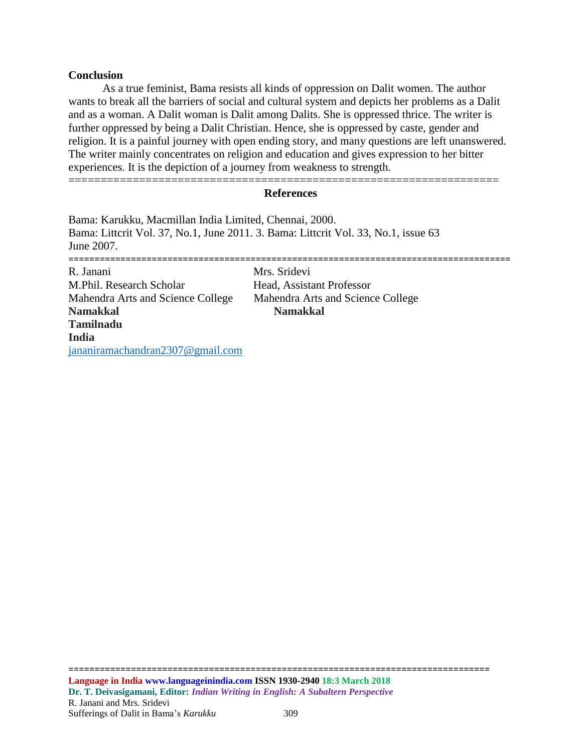## Conclusion

As a true feminist, Bama resists all kinds of oppression on Dalit women. The author wants to break all the barriers of social and cultural system and depicts her problems as a Dalit and as a woman. A Dalit woman is Dalit among Dalits. She is oppressed thrice. The writer is further oppressed by being a Dalit Christian. Hence, she is oppressed by caste, gender and religion. It is a painful journey with open ending story, and many questions are left unanswered. The writer mainly concentrates on religion and education and gives expression to her bitter experiences. It is the depiction of a journey from weakness to strength.

=================================================================

## References

Bama: Karukku, Macmillan India Limited, Chennai, 2000.
Bama: Littcrit Vol. 37, No.1, June 2011. 3. Bama: Littcrit Vol. 33, No.1, issue 63 June 2007.

=================================================================================

R. Janani
M.Phil. Research Scholar
Mahendra Arts and Science College
**Namakkal**
**Tamilnadu**
**India**
jananiramachandran2307@gmail.com

Mrs. Sridevi
Head, Assistant Professor
Mahendra Arts and Science College
**Namakkal**